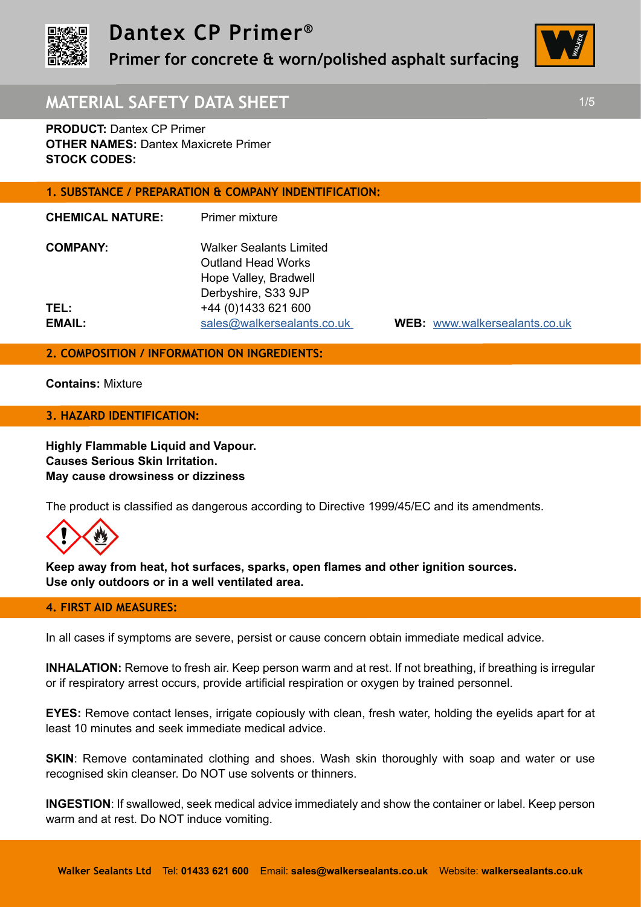# Dantex CP Primer®

**Primer for concrete & worn/polished asphalt surfacing**

## MATERIAL SAFETY DATA SHEET

**PRODUCT:** Dantex CP Primer
**OTHER NAMES:** Dantex Maxicrete Primer
**STOCK CODES:**

## 1. SUBSTANCE / PREPARATION & COMPANY INDENTIFICATION:

**CHEMICAL NATURE:** Primer mixture

**COMPANY:** Walker Sealants Limited
Outland Head Works
Hope Valley, Bradwell
Derbyshire, S33 9JP

**TEL:** +44 (0)1433 621 600

**EMAIL:** sales@walkersealants.co.uk **WEB:** www.walkersealants.co.uk

## 2. COMPOSITION / INFORMATION ON INGREDIENTS:

**Contains:** Mixture

## 3. HAZARD IDENTIFICATION:

**Highly Flammable Liquid and Vapour.**
**Causes Serious Skin Irritation.**
**May cause drowsiness or dizziness**

The product is classified as dangerous according to Directive 1999/45/EC and its amendments.

**Keep away from heat, hot surfaces, sparks, open flames and other ignition sources.**
**Use only outdoors or in a well ventilated area.**

## 4. FIRST AID MEASURES:

In all cases if symptoms are severe, persist or cause concern obtain immediate medical advice.

**INHALATION:** Remove to fresh air. Keep person warm and at rest. If not breathing, if breathing is irregular or if respiratory arrest occurs, provide artificial respiration or oxygen by trained personnel.

**EYES:** Remove contact lenses, irrigate copiously with clean, fresh water, holding the eyelids apart for at least 10 minutes and seek immediate medical advice.

**SKIN**: Remove contaminated clothing and shoes. Wash skin thoroughly with soap and water or use recognised skin cleanser. Do NOT use solvents or thinners.

**INGESTION**: If swallowed, seek medical advice immediately and show the container or label. Keep person warm and at rest. Do NOT induce vomiting.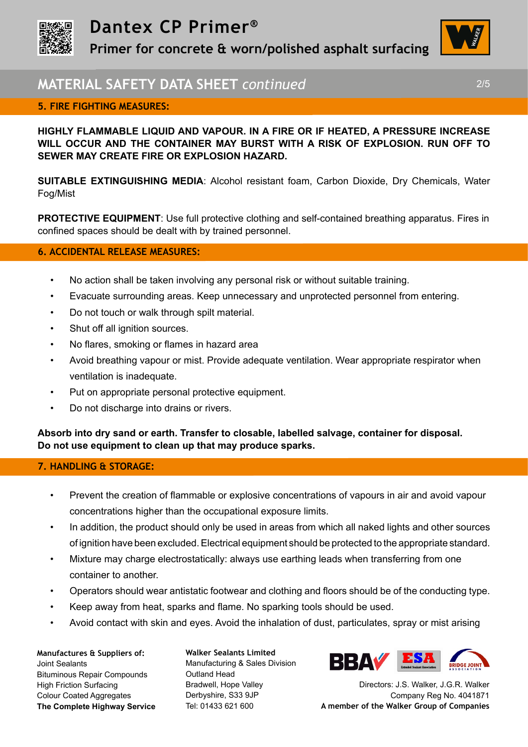## 5. FIRE FIGHTING MEASURES:

**HIGHLY FLAMMABLE LIQUID AND VAPOUR. IN A FIRE OR IF HEATED, A PRESSURE INCREASE WILL OCCUR AND THE CONTAINER MAY BURST WITH A RISK OF EXPLOSION. RUN OFF TO SEWER MAY CREATE FIRE OR EXPLOSION HAZARD.**

**SUITABLE EXTINGUISHING MEDIA**: Alcohol resistant foam, Carbon Dioxide, Dry Chemicals, Water Fog/Mist

**PROTECTIVE EQUIPMENT**: Use full protective clothing and self-contained breathing apparatus. Fires in confined spaces should be dealt with by trained personnel.

## 6. ACCIDENTAL RELEASE MEASURES:

- No action shall be taken involving any personal risk or without suitable training.
- Evacuate surrounding areas. Keep unnecessary and unprotected personnel from entering.
- Do not touch or walk through spilt material.
- Shut off all ignition sources.
- No flares, smoking or flames in hazard area
- Avoid breathing vapour or mist. Provide adequate ventilation. Wear appropriate respirator when ventilation is inadequate.
- Put on appropriate personal protective equipment.
- Do not discharge into drains or rivers.

**Absorb into dry sand or earth. Transfer to closable, labelled salvage, container for disposal. Do not use equipment to clean up that may produce sparks.**

## 7. HANDLING & STORAGE:

- Prevent the creation of flammable or explosive concentrations of vapours in air and avoid vapour concentrations higher than the occupational exposure limits.
- In addition, the product should only be used in areas from which all naked lights and other sources of ignition have been excluded. Electrical equipment should be protected to the appropriate standard.
- Mixture may charge electrostatically: always use earthing leads when transferring from one container to another.
- Operators should wear antistatic footwear and clothing and floors should be of the conducting type.
- Keep away from heat, sparks and flame. No sparking tools should be used.
- Avoid contact with skin and eyes. Avoid the inhalation of dust, particulates, spray or mist arising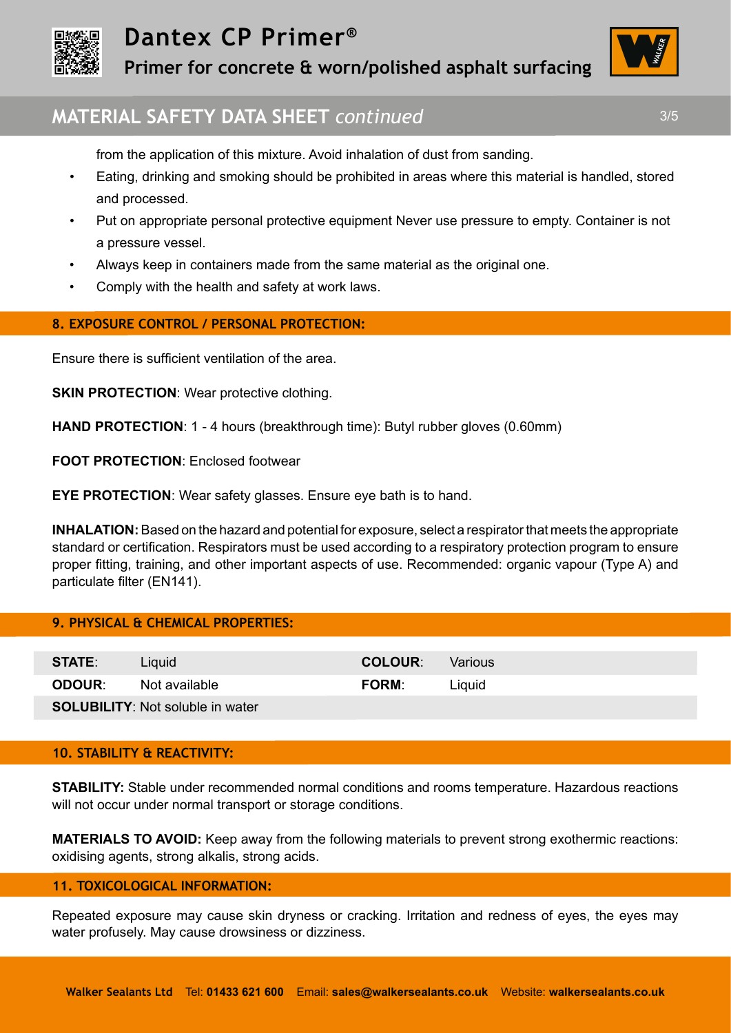from the application of this mixture. Avoid inhalation of dust from sanding.

- Eating, drinking and smoking should be prohibited in areas where this material is handled, stored and processed.
- Put on appropriate personal protective equipment Never use pressure to empty. Container is not a pressure vessel.
- Always keep in containers made from the same material as the original one.
- Comply with the health and safety at work laws.

## 8. EXPOSURE CONTROL / PERSONAL PROTECTION:

Ensure there is sufficient ventilation of the area.

**SKIN PROTECTION**: Wear protective clothing.

**HAND PROTECTION**: 1 - 4 hours (breakthrough time): Butyl rubber gloves (0.60mm)

**FOOT PROTECTION**: Enclosed footwear

**EYE PROTECTION**: Wear safety glasses. Ensure eye bath is to hand.

**INHALATION:** Based on the hazard and potential for exposure, select a respirator that meets the appropriate standard or certification. Respirators must be used according to a respiratory protection program to ensure proper fitting, training, and other important aspects of use. Recommended: organic vapour (Type A) and particulate filter (EN141).

## 9. PHYSICAL & CHEMICAL PROPERTIES:

| | | | |
|---|---|---|---|
| **STATE**: | Liquid | **COLOUR**: | Various |
| **ODOUR**: | Not available | **FORM**: | Liquid |
| **SOLUBILITY**: Not soluble in water | | | |

## 10. STABILITY & REACTIVITY:

**STABILITY:** Stable under recommended normal conditions and rooms temperature. Hazardous reactions will not occur under normal transport or storage conditions.

**MATERIALS TO AVOID:** Keep away from the following materials to prevent strong exothermic reactions: oxidising agents, strong alkalis, strong acids.

## 11. TOXICOLOGICAL INFORMATION:

Repeated exposure may cause skin dryness or cracking. Irritation and redness of eyes, the eyes may water profusely. May cause drowsiness or dizziness.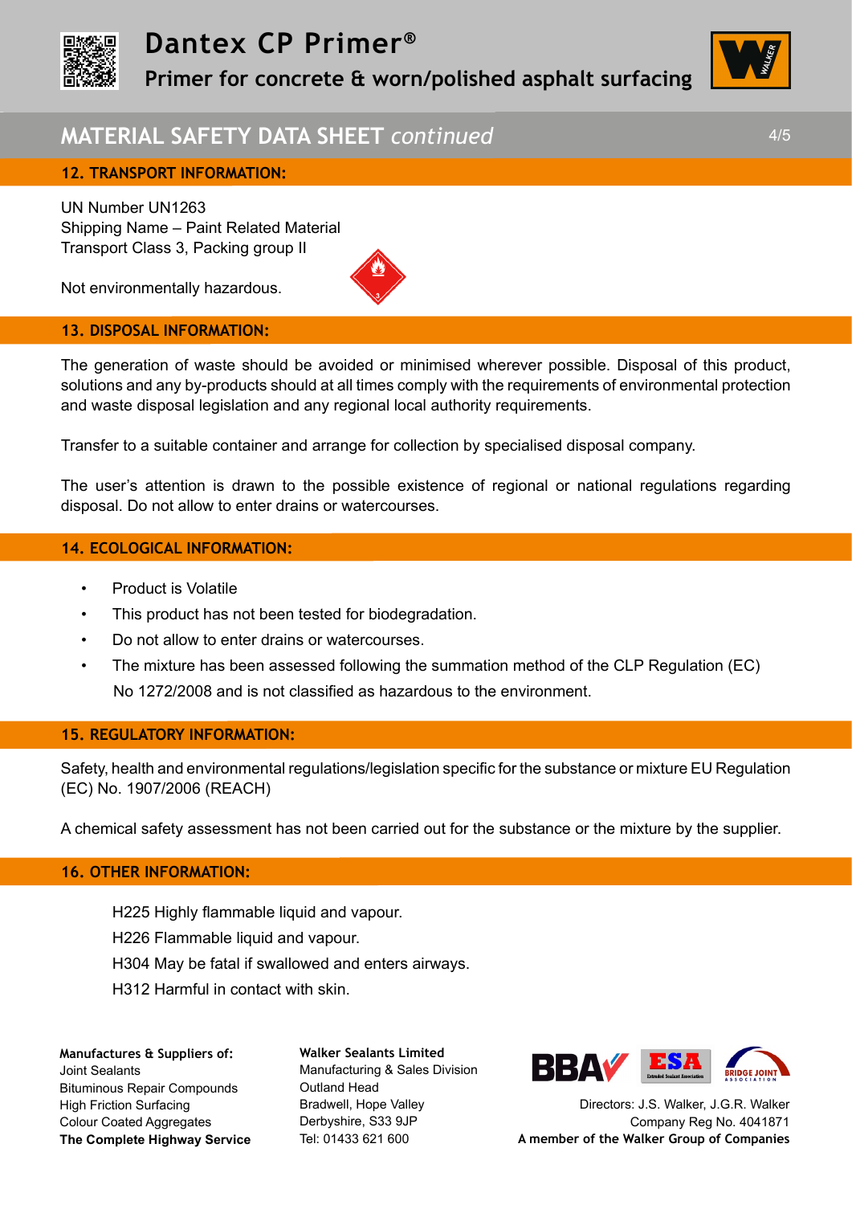## 12. TRANSPORT INFORMATION:

UN Number UN1263
Shipping Name – Paint Related Material
Transport Class 3, Packing group II

Not environmentally hazardous.

## 13. DISPOSAL INFORMATION:

The generation of waste should be avoided or minimised wherever possible. Disposal of this product, solutions and any by-products should at all times comply with the requirements of environmental protection and waste disposal legislation and any regional local authority requirements.

Transfer to a suitable container and arrange for collection by specialised disposal company.

The user's attention is drawn to the possible existence of regional or national regulations regarding disposal. Do not allow to enter drains or watercourses.

## 14. ECOLOGICAL INFORMATION:

- Product is Volatile
- This product has not been tested for biodegradation.
- Do not allow to enter drains or watercourses.
- The mixture has been assessed following the summation method of the CLP Regulation (EC) No 1272/2008 and is not classified as hazardous to the environment.

## 15. REGULATORY INFORMATION:

Safety, health and environmental regulations/legislation specific for the substance or mixture EU Regulation (EC) No. 1907/2006 (REACH)

A chemical safety assessment has not been carried out for the substance or the mixture by the supplier.

## 16. OTHER INFORMATION:

H225 Highly flammable liquid and vapour.
H226 Flammable liquid and vapour.
H304 May be fatal if swallowed and enters airways.
H312 Harmful in contact with skin.

**Manufactures & Suppliers of:**
Joint Sealants
Bituminous Repair Compounds
High Friction Surfacing
Colour Coated Aggregates
**The Complete Highway Service**

**Walker Sealants Limited**
Manufacturing & Sales Division
Outland Head
Bradwell, Hope Valley
Derbyshire, S33 9JP
Tel: 01433 621 600

Directors: J.S. Walker, J.G.R. Walker
Company Reg No. 4041871
**A member of the Walker Group of Companies**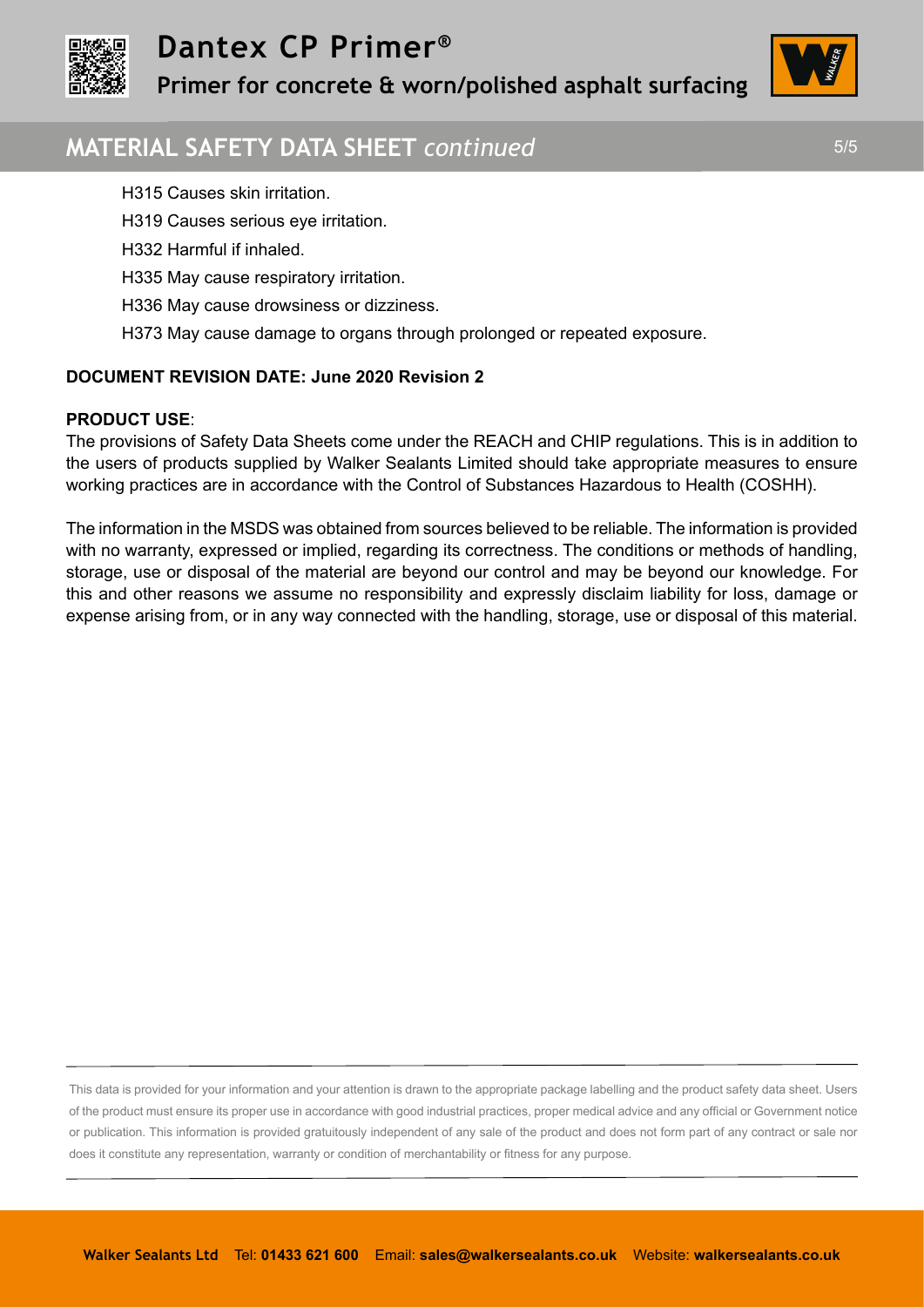H315 Causes skin irritation.

H319 Causes serious eye irritation.

H332 Harmful if inhaled.

H335 May cause respiratory irritation.

H336 May cause drowsiness or dizziness.

H373 May cause damage to organs through prolonged or repeated exposure.

**DOCUMENT REVISION DATE: June 2020 Revision 2**

**PRODUCT USE**:
The provisions of Safety Data Sheets come under the REACH and CHIP regulations. This is in addition to the users of products supplied by Walker Sealants Limited should take appropriate measures to ensure working practices are in accordance with the Control of Substances Hazardous to Health (COSHH).

The information in the MSDS was obtained from sources believed to be reliable. The information is provided with no warranty, expressed or implied, regarding its correctness. The conditions or methods of handling, storage, use or disposal of the material are beyond our control and may be beyond our knowledge. For this and other reasons we assume no responsibility and expressly disclaim liability for loss, damage or expense arising from, or in any way connected with the handling, storage, use or disposal of this material.

This data is provided for your information and your attention is drawn to the appropriate package labelling and the product safety data sheet. Users of the product must ensure its proper use in accordance with good industrial practices, proper medical advice and any official or Government notice or publication. This information is provided gratuitously independent of any sale of the product and does not form part of any contract or sale nor does it constitute any representation, warranty or condition of merchantability or fitness for any purpose.